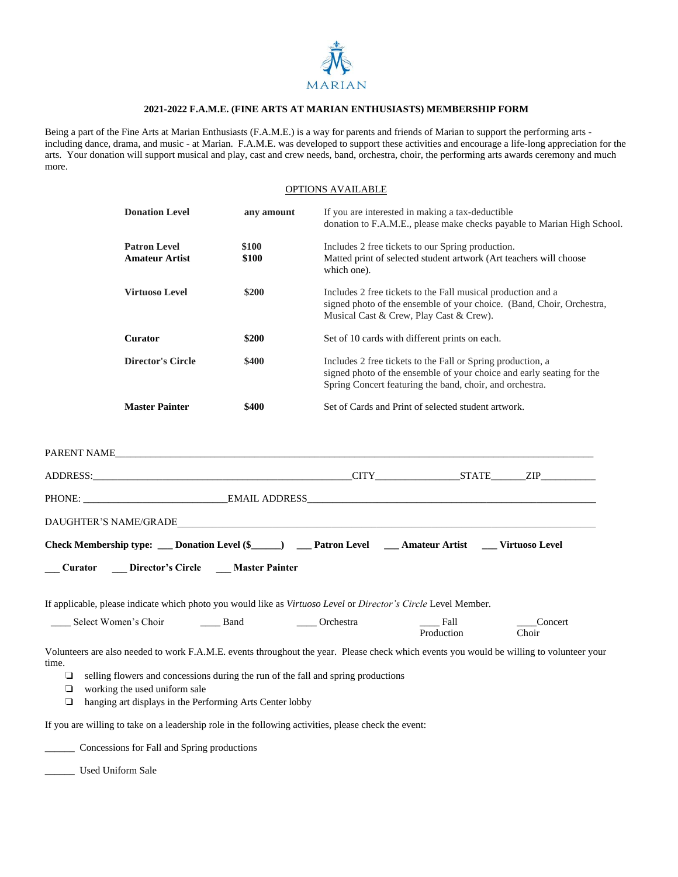MARIAN

## 2021-2022 F.A.M.E. (FINE ARTS AT MARIAN ENTHUSIASTS) MEMBERSHIP FORM

Being a part of the Fine Arts at Marian Enthusiasts (F.A.M.E.) is a way for parents and friends of Marian to support the performing arts - including dance, drama, and music - at Marian. F.A.M.E. was developed to support these activities and encourage a life-long appreciation for the arts. Your donation will support musical and play, cast and crew needs, band, orchestra, choir, the performing arts awards ceremony and much more.

OPTIONS AVAILABLE

| | | |
|---|---|---|
| **Donation Level** | **any amount** | If you are interested in making a tax-deductible donation to F.A.M.E., please make checks payable to Marian High School. |
| **Patron Level** | **$100** | Includes 2 free tickets to our Spring production. |
| **Amateur Artist** | **$100** | Matted print of selected student artwork (Art teachers will choose which one). |
| **Virtuoso Level** | **$200** | Includes 2 free tickets to the Fall musical production and a signed photo of the ensemble of your choice. (Band, Choir, Orchestra, Musical Cast & Crew, Play Cast & Crew). |
| **Curator** | **$200** | Set of 10 cards with different prints on each. |
| **Director's Circle** | **$400** | Includes 2 free tickets to the Fall or Spring production, a signed photo of the ensemble of your choice and early seating for the Spring Concert featuring the band, choir, and orchestra. |
| **Master Painter** | **$400** | Set of Cards and Print of selected student artwork. |

PARENT NAME_______________________________________________________________________________________

ADDRESS:___________________________________________________CITY________________STATE_______ZIP___________

PHONE: ____________________________EMAIL ADDRESS____________________________________________________________

DAUGHTER'S NAME/GRADE___________________________________________________________________________________

**Check Membership type: ___ Donation Level ($______) ___ Patron Level ___ Amateur Artist ___ Virtuoso Level**

**___ Curator ___ Director's Circle ___ Master Painter**

If applicable, please indicate which photo you would like as *Virtuoso Level* or *Director's Circle* Level Member.

____ Select Women's Choir ____ Band ____ Orchestra ____ Fall Production ____Concert Choir

Volunteers are also needed to work F.A.M.E. events throughout the year. Please check which events you would be willing to volunteer your time.

- ❑ selling flowers and concessions during the run of the fall and spring productions
- ❑ working the used uniform sale
- ❑ hanging art displays in the Performing Arts Center lobby

If you are willing to take on a leadership role in the following activities, please check the event:

______ Concessions for Fall and Spring productions

______ Used Uniform Sale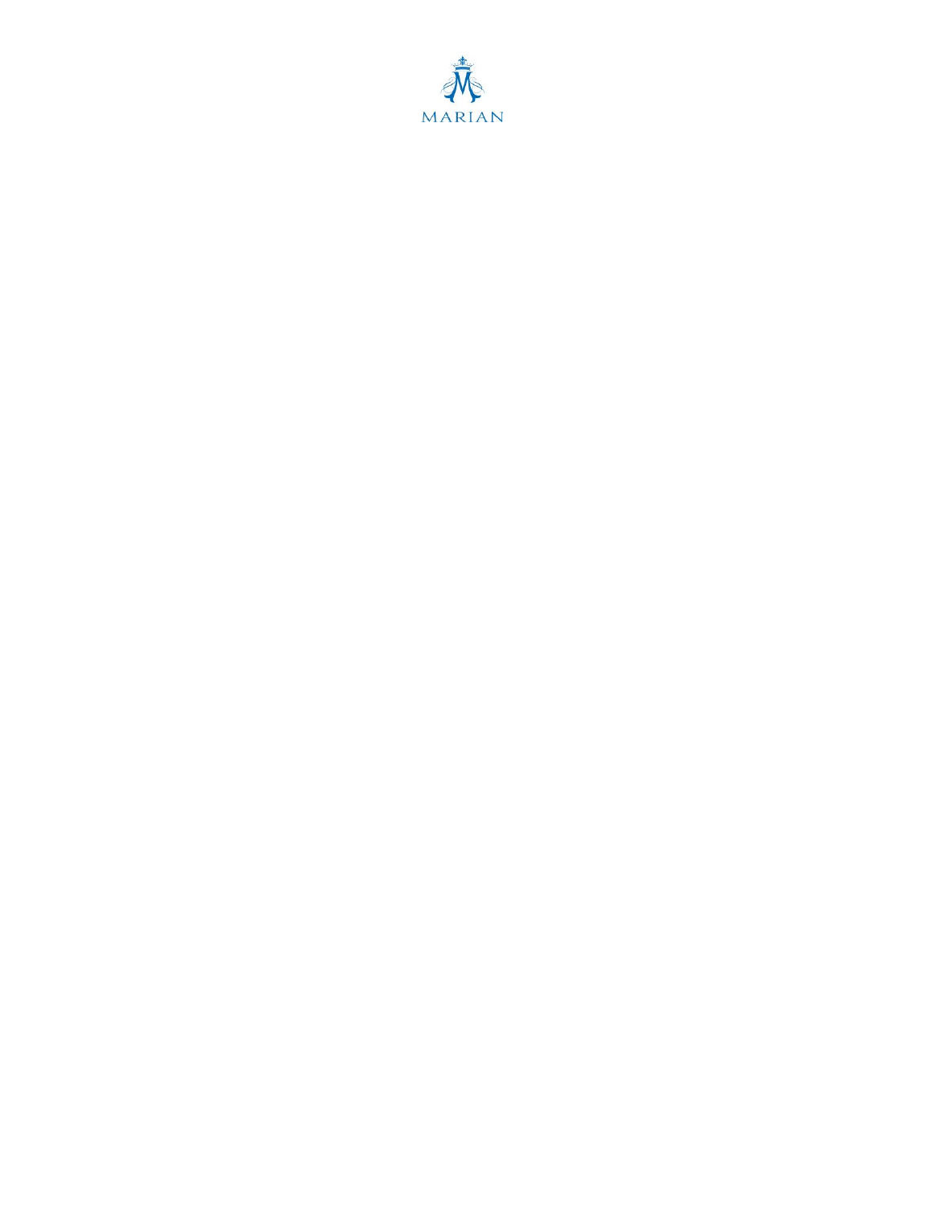MARIAN